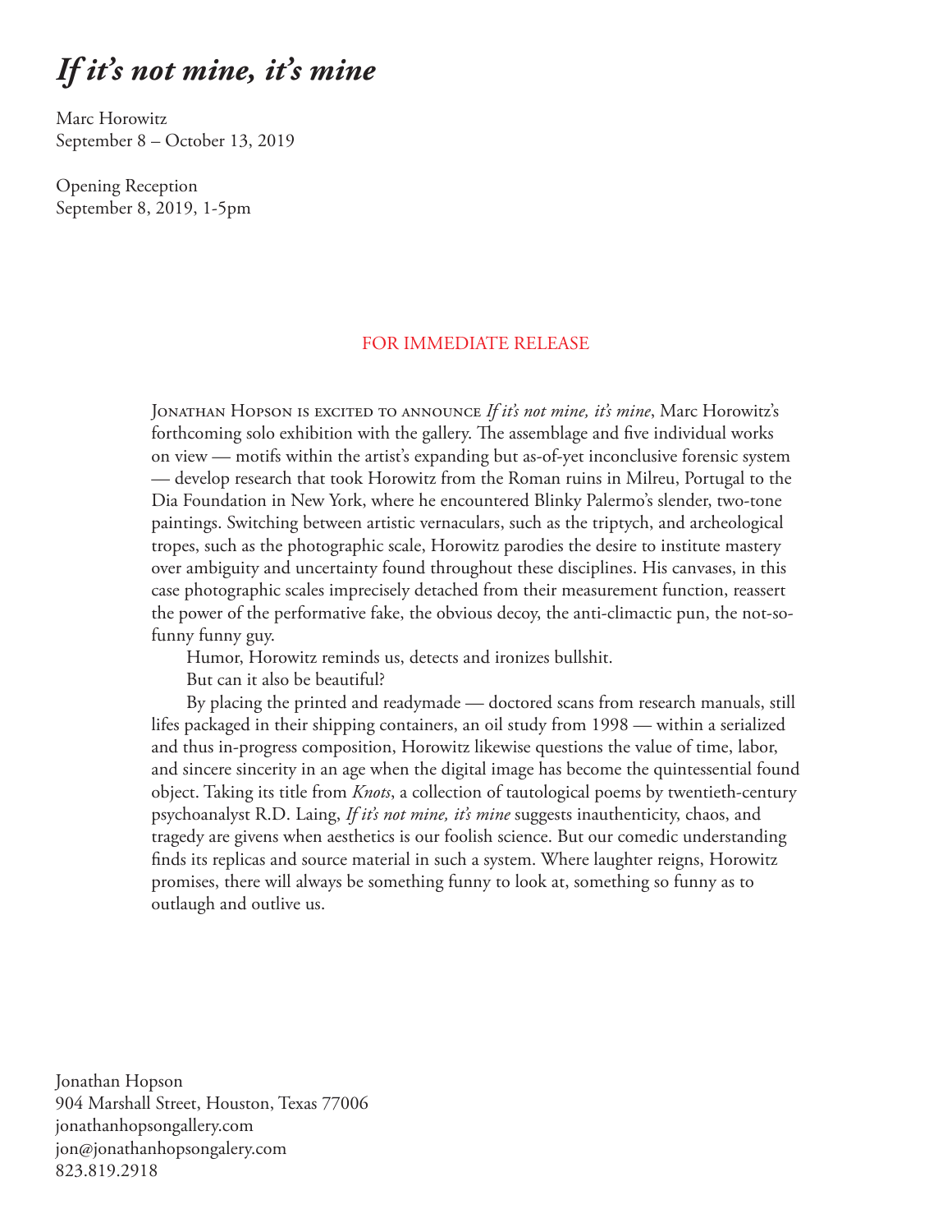# *If it's not mine, it's mine*

Marc Horowitz
September 8 – October 13, 2019

Opening Reception
September 8, 2019, 1-5pm

FOR IMMEDIATE RELEASE

Jonathan Hopson is excited to announce *If it's not mine, it's mine*, Marc Horowitz's forthcoming solo exhibition with the gallery. The assemblage and five individual works on view — motifs within the artist's expanding but as-of-yet inconclusive forensic system — develop research that took Horowitz from the Roman ruins in Milreu, Portugal to the Dia Foundation in New York, where he encountered Blinky Palermo's slender, two-tone paintings. Switching between artistic vernaculars, such as the triptych, and archeological tropes, such as the photographic scale, Horowitz parodies the desire to institute mastery over ambiguity and uncertainty found throughout these disciplines. His canvases, in this case photographic scales imprecisely detached from their measurement function, reassert the power of the performative fake, the obvious decoy, the anti-climactic pun, the not-so-funny funny guy.

Humor, Horowitz reminds us, detects and ironizes bullshit.

But can it also be beautiful?

By placing the printed and readymade — doctored scans from research manuals, still lifes packaged in their shipping containers, an oil study from 1998 — within a serialized and thus in-progress composition, Horowitz likewise questions the value of time, labor, and sincere sincerity in an age when the digital image has become the quintessential found object. Taking its title from *Knots*, a collection of tautological poems by twentieth-century psychoanalyst R.D. Laing, *If it's not mine, it's mine* suggests inauthenticity, chaos, and tragedy are givens when aesthetics is our foolish science. But our comedic understanding finds its replicas and source material in such a system. Where laughter reigns, Horowitz promises, there will always be something funny to look at, something so funny as to outlaugh and outlive us.

Jonathan Hopson
904 Marshall Street, Houston, Texas 77006
jonathanhopsongallery.com
jon@jonathanhopsongalery.com
823.819.2918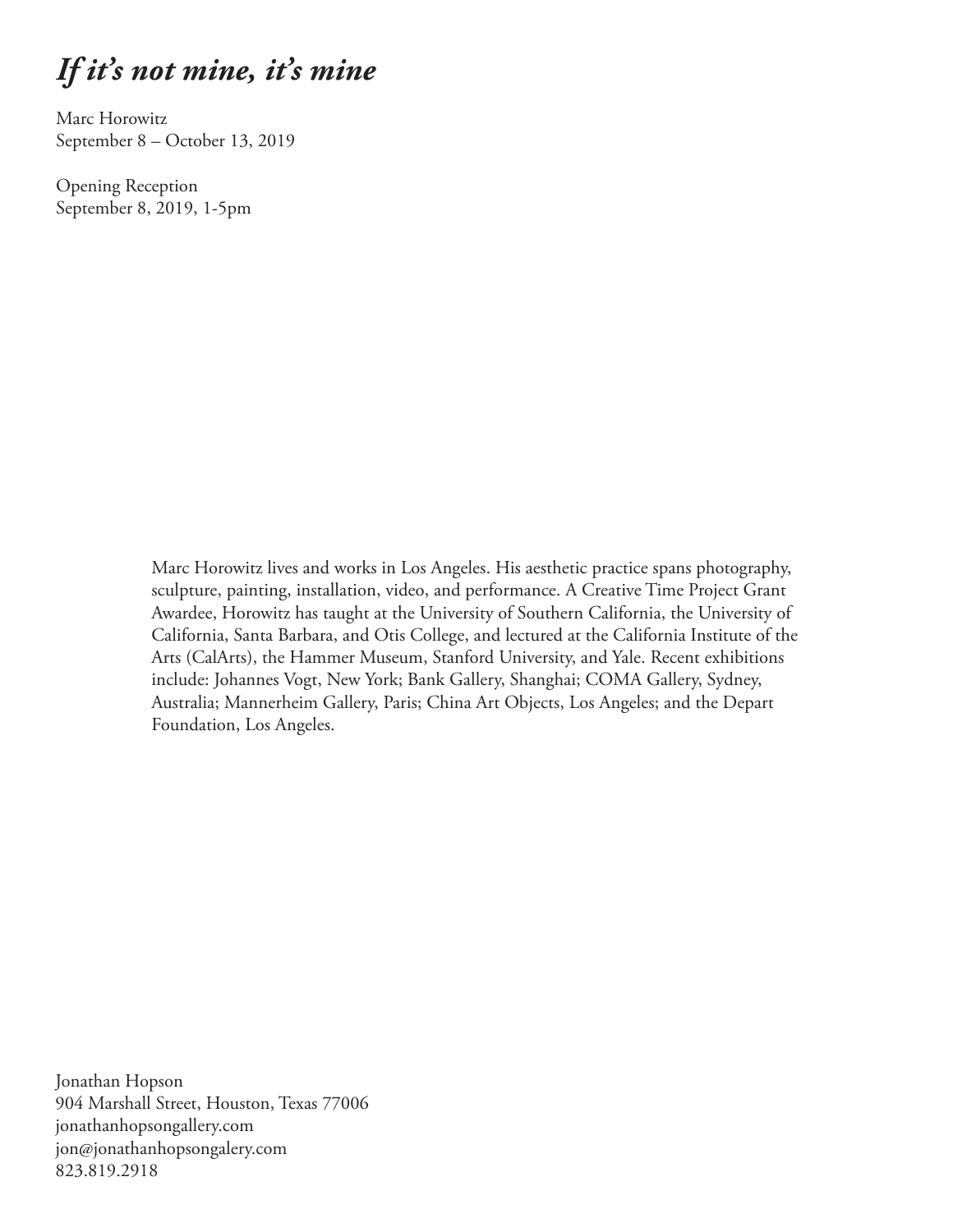# *If it's not mine, it's mine*

Marc Horowitz
September 8 – October 13, 2019

Opening Reception
September 8, 2019, 1-5pm

Marc Horowitz lives and works in Los Angeles. His aesthetic practice spans photography, sculpture, painting, installation, video, and performance. A Creative Time Project Grant Awardee, Horowitz has taught at the University of Southern California, the University of California, Santa Barbara, and Otis College, and lectured at the California Institute of the Arts (CalArts), the Hammer Museum, Stanford University, and Yale. Recent exhibitions include: Johannes Vogt, New York; Bank Gallery, Shanghai; COMA Gallery, Sydney, Australia; Mannerheim Gallery, Paris; China Art Objects, Los Angeles; and the Depart Foundation, Los Angeles.

Jonathan Hopson
904 Marshall Street, Houston, Texas 77006
jonathanhopsongallery.com
jon@jonathanhopsongalery.com
823.819.2918